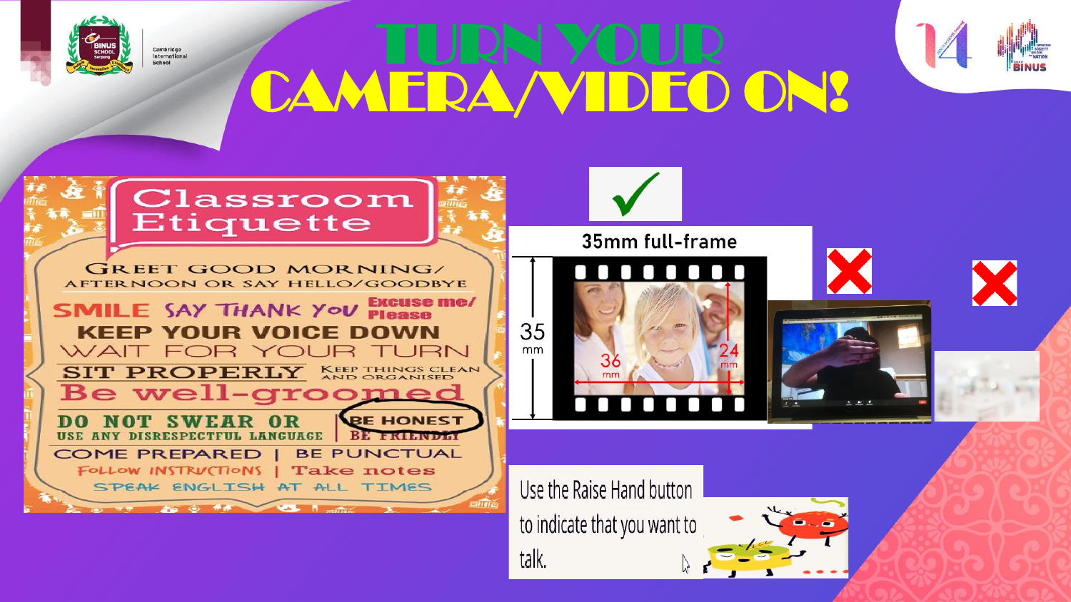# TURN YOUR CAMERA/VIDEO ON!

## Classroom Etiquette

GREET GOOD MORNING/ AFTERNOON OR SAY HELLO/GOODBYE

SMILE SAY THANK YOU Excuse me/ Please

KEEP YOUR VOICE DOWN

WAIT FOR YOUR TURN

SIT PROPERLY KEEP THINGS CLEAN AND ORGANISED

Be well-groomed

DO NOT SWEAR OR USE ANY DISRESPECTFUL LANGUAGE | BE HONEST BE FRIENDLY

COME PREPARED | BE PUNCTUAL

FOLLOW INSTRUCTIONS | Take notes

SPEAK ENGLISH AT ALL TIMES

✓

35mm full-frame

35 mm

36 mm

24 mm

✗

✗

Use the Raise Hand button to indicate that you want to talk.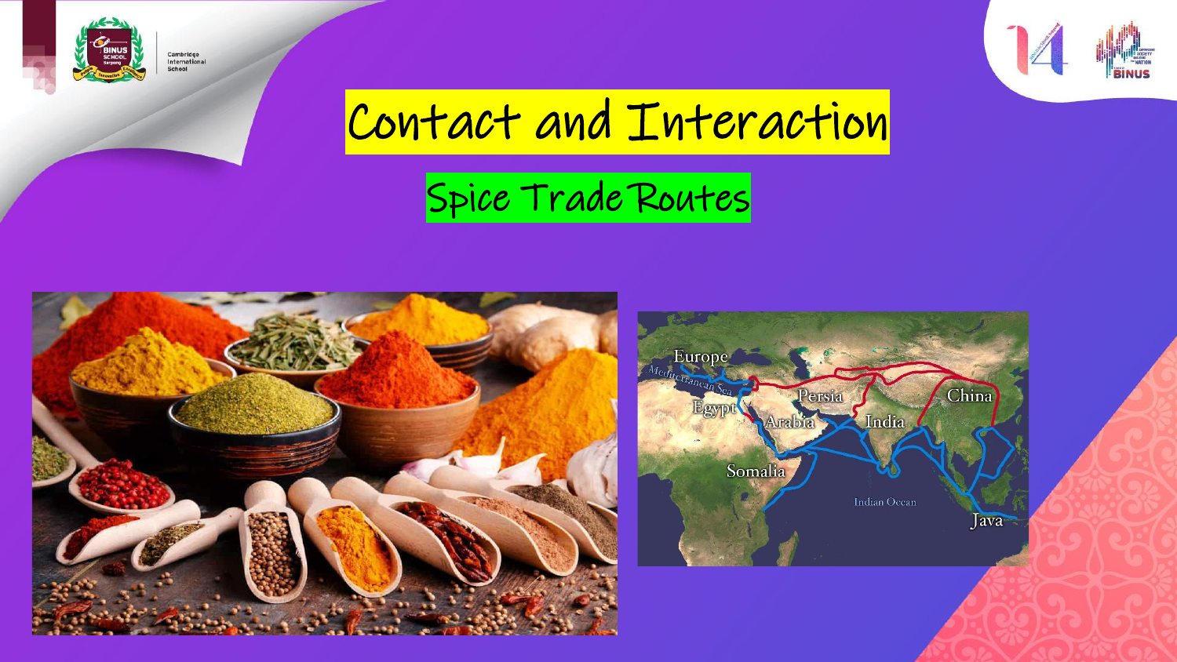# Contact and Interaction

## Spice Trade Routes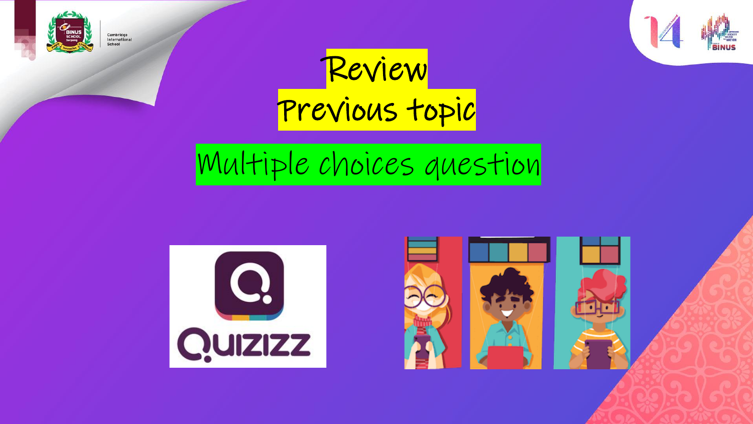# Review

# Previous topic

## Multiple choices question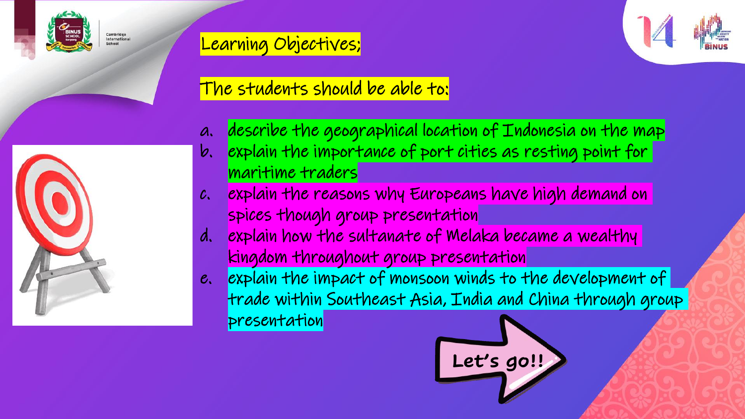# Learning Objectives;

The students should be able to:

a. describe the geographical location of Indonesia on the map
b. explain the importance of port cities as resting point for maritime traders
c. explain the reasons why Europeans have high demand on spices though group presentation
d. explain how the sultanate of Melaka became a wealthy kingdom throughout group presentation
e. explain the impact of monsoon winds to the development of trade within Southeast Asia, India and China through group presentation

Let's go!!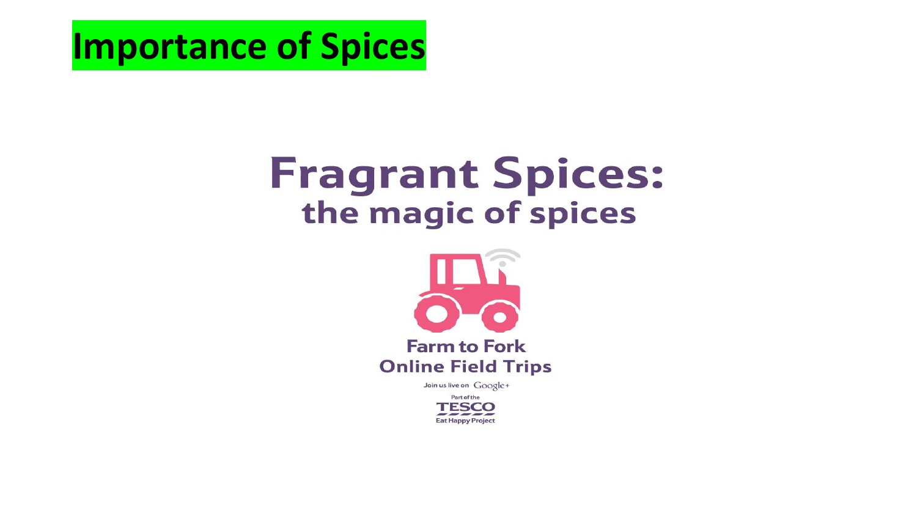# Importance of Spices

## Fragrant Spices:
### the magic of spices

**Farm to Fork**
**Online Field Trips**

Join us live on Google+

Part of the
TESCO
Eat Happy Project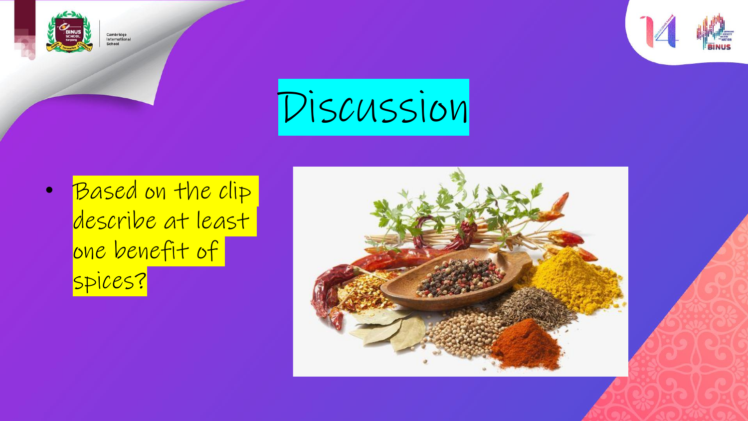# Discussion

- Based on the clip describe at least one benefit of spices?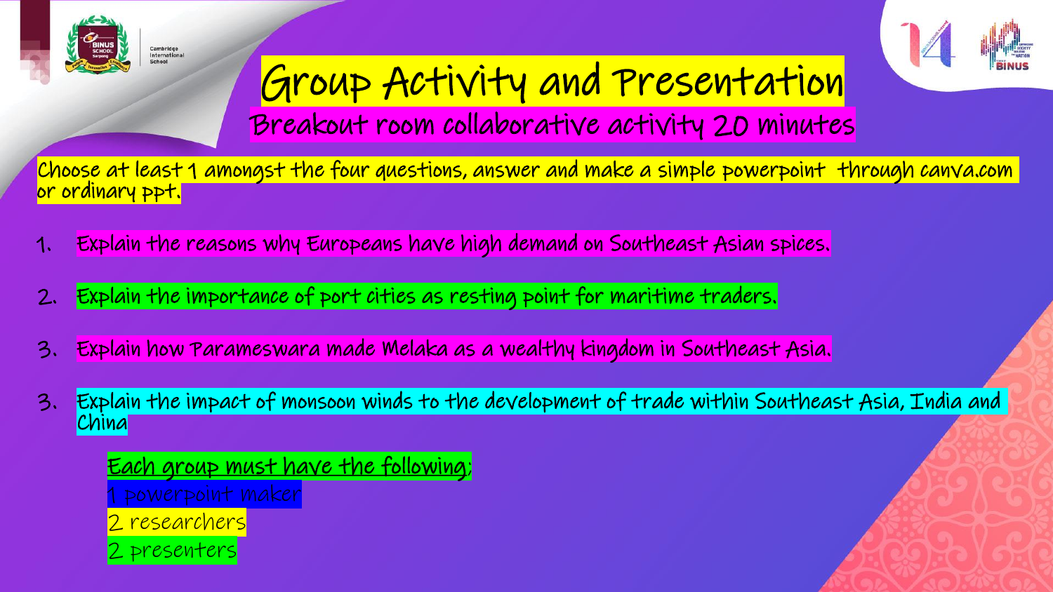# Group Activity and Presentation

## Breakout room collaborative activity 20 minutes

Choose at least 1 amongst the four questions, answer and make a simple powerpoint through canva.com or ordinary ppt.

1. Explain the reasons why Europeans have high demand on Southeast Asian spices.
2. Explain the importance of port cities as resting point for maritime traders.
3. Explain how Parameswara made Melaka as a wealthy kingdom in Southeast Asia.
3. Explain the impact of monsoon winds to the development of trade within Southeast Asia, India and China

Each group must have the following;
1 powerpoint maker
2 researchers
2 presenters